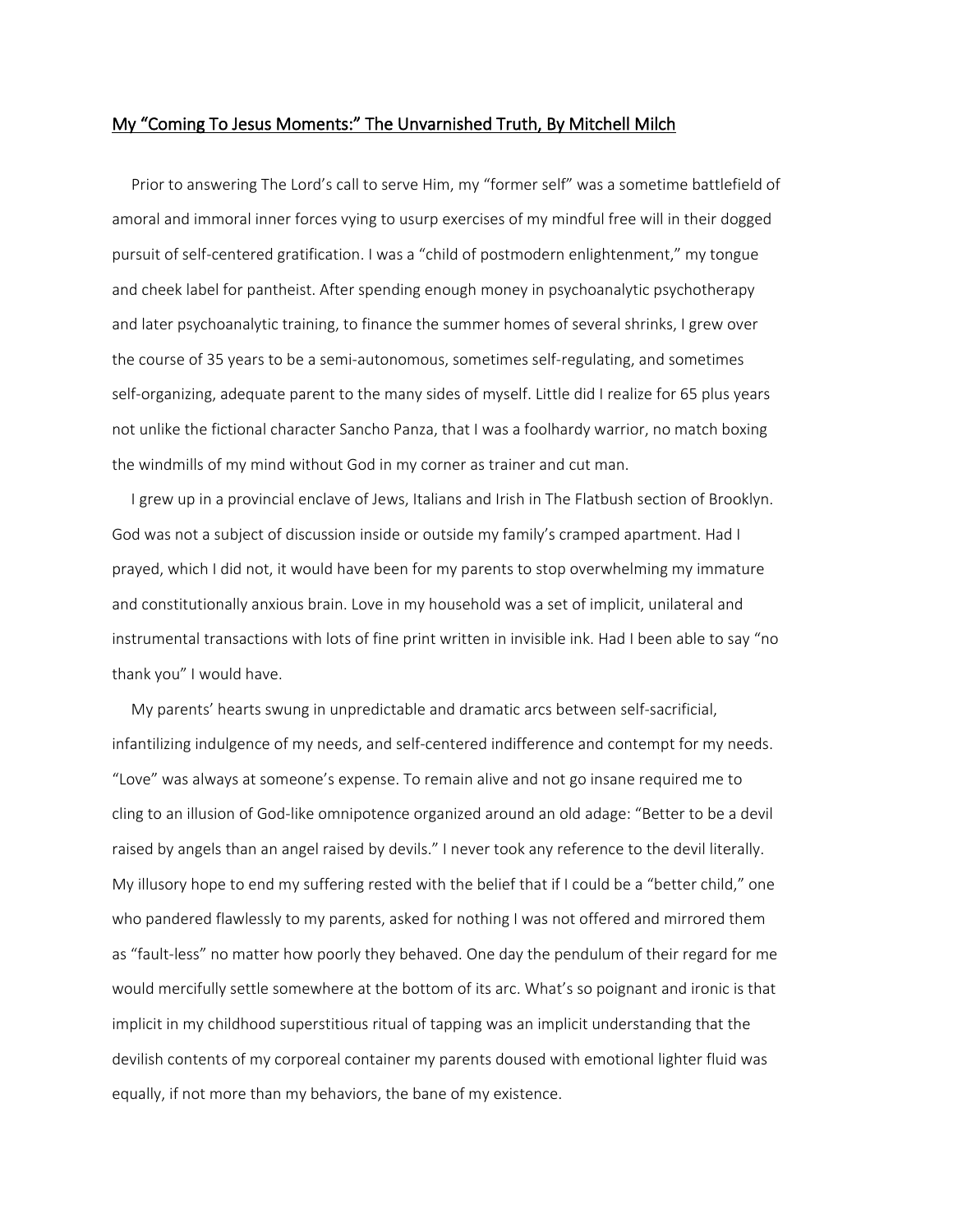# My "Coming To Jesus Moments:" The Unvarnished Truth, By Mitchell Milch

Prior to answering The Lord's call to serve Him, my "former self" was a sometime battlefield of amoral and immoral inner forces vying to usurp exercises of my mindful free will in their dogged pursuit of self-centered gratification. I was a "child of postmodern enlightenment," my tongue and cheek label for pantheist. After spending enough money in psychoanalytic psychotherapy and later psychoanalytic training, to finance the summer homes of several shrinks, I grew over the course of 35 years to be a semi-autonomous, sometimes self-regulating, and sometimes self-organizing, adequate parent to the many sides of myself. Little did I realize for 65 plus years not unlike the fictional character Sancho Panza, that I was a foolhardy warrior, no match boxing the windmills of my mind without God in my corner as trainer and cut man.

I grew up in a provincial enclave of Jews, Italians and Irish in The Flatbush section of Brooklyn. God was not a subject of discussion inside or outside my family's cramped apartment. Had I prayed, which I did not, it would have been for my parents to stop overwhelming my immature and constitutionally anxious brain. Love in my household was a set of implicit, unilateral and instrumental transactions with lots of fine print written in invisible ink. Had I been able to say "no thank you" I would have.

My parents' hearts swung in unpredictable and dramatic arcs between self-sacrificial, infantilizing indulgence of my needs, and self-centered indifference and contempt for my needs. "Love" was always at someone's expense. To remain alive and not go insane required me to cling to an illusion of God-like omnipotence organized around an old adage: "Better to be a devil raised by angels than an angel raised by devils." I never took any reference to the devil literally. My illusory hope to end my suffering rested with the belief that if I could be a "better child," one who pandered flawlessly to my parents, asked for nothing I was not offered and mirrored them as "fault-less" no matter how poorly they behaved. One day the pendulum of their regard for me would mercifully settle somewhere at the bottom of its arc. What's so poignant and ironic is that implicit in my childhood superstitious ritual of tapping was an implicit understanding that the devilish contents of my corporeal container my parents doused with emotional lighter fluid was equally, if not more than my behaviors, the bane of my existence.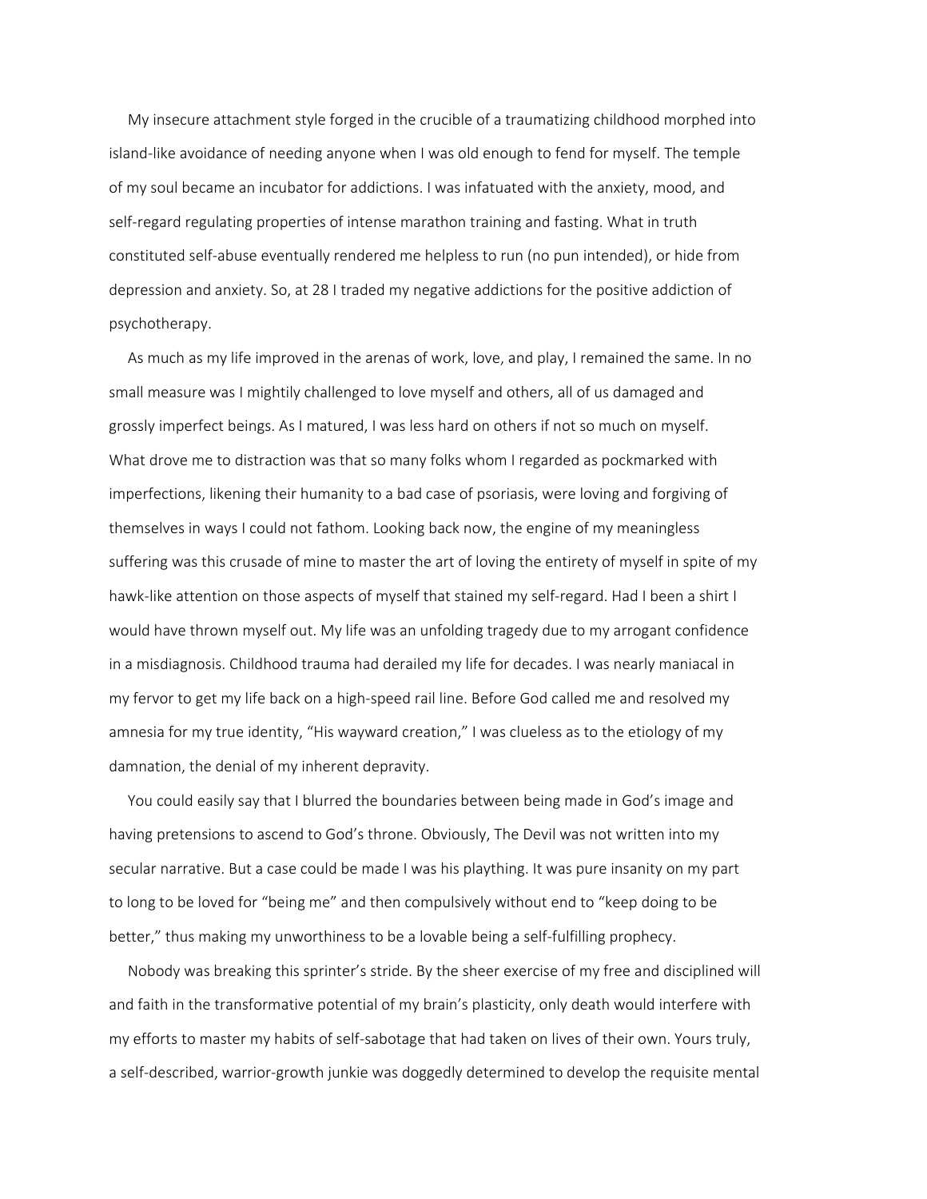My insecure attachment style forged in the crucible of a traumatizing childhood morphed into island-like avoidance of needing anyone when I was old enough to fend for myself. The temple of my soul became an incubator for addictions. I was infatuated with the anxiety, mood, and self-regard regulating properties of intense marathon training and fasting. What in truth constituted self-abuse eventually rendered me helpless to run (no pun intended), or hide from depression and anxiety. So, at 28 I traded my negative addictions for the positive addiction of psychotherapy.

As much as my life improved in the arenas of work, love, and play, I remained the same. In no small measure was I mightily challenged to love myself and others, all of us damaged and grossly imperfect beings. As I matured, I was less hard on others if not so much on myself. What drove me to distraction was that so many folks whom I regarded as pockmarked with imperfections, likening their humanity to a bad case of psoriasis, were loving and forgiving of themselves in ways I could not fathom. Looking back now, the engine of my meaningless suffering was this crusade of mine to master the art of loving the entirety of myself in spite of my hawk-like attention on those aspects of myself that stained my self-regard. Had I been a shirt I would have thrown myself out. My life was an unfolding tragedy due to my arrogant confidence in a misdiagnosis. Childhood trauma had derailed my life for decades. I was nearly maniacal in my fervor to get my life back on a high-speed rail line. Before God called me and resolved my amnesia for my true identity, "His wayward creation," I was clueless as to the etiology of my damnation, the denial of my inherent depravity.

You could easily say that I blurred the boundaries between being made in God's image and having pretensions to ascend to God's throne. Obviously, The Devil was not written into my secular narrative. But a case could be made I was his plaything. It was pure insanity on my part to long to be loved for "being me" and then compulsively without end to "keep doing to be better," thus making my unworthiness to be a lovable being a self-fulfilling prophecy.

Nobody was breaking this sprinter's stride. By the sheer exercise of my free and disciplined will and faith in the transformative potential of my brain's plasticity, only death would interfere with my efforts to master my habits of self-sabotage that had taken on lives of their own. Yours truly, a self-described, warrior-growth junkie was doggedly determined to develop the requisite mental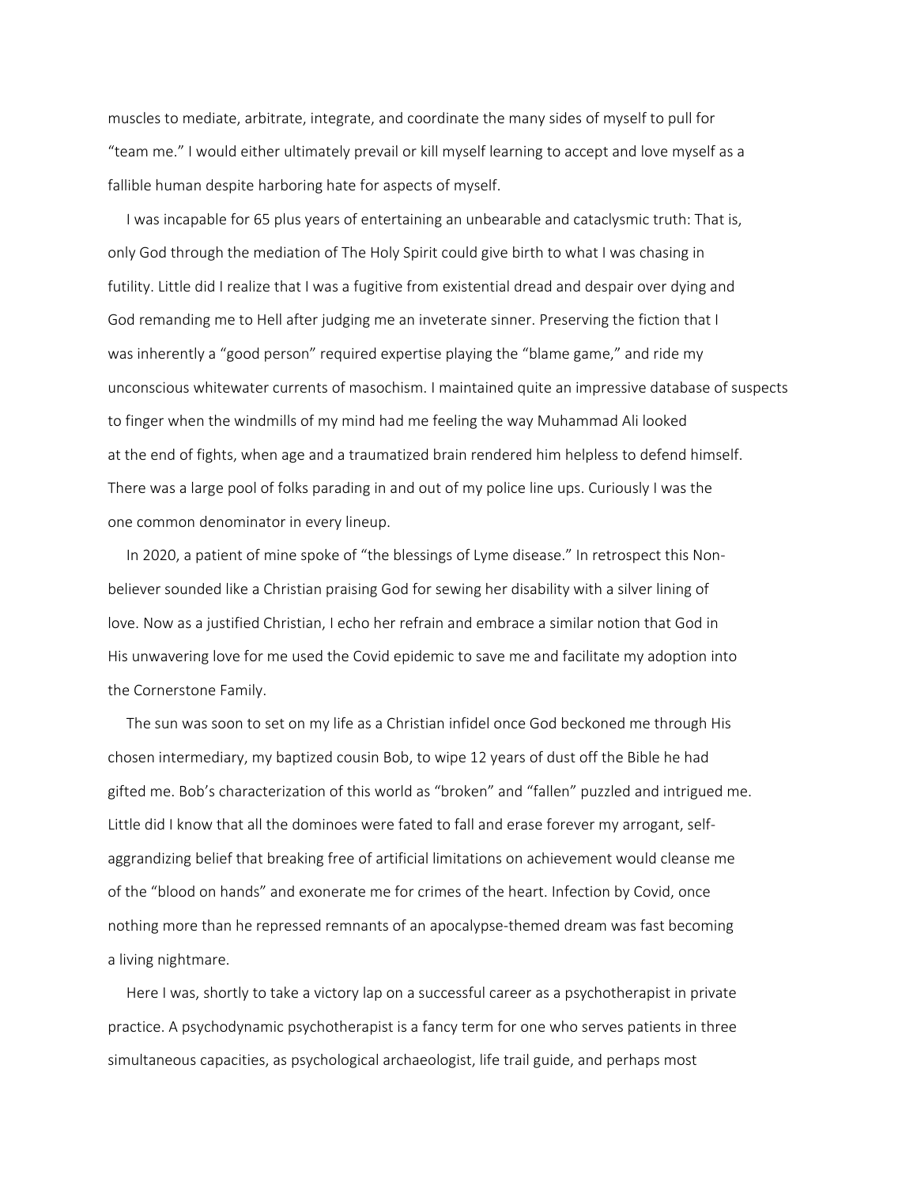muscles to mediate, arbitrate, integrate, and coordinate the many sides of myself to pull for "team me." I would either ultimately prevail or kill myself learning to accept and love myself as a fallible human despite harboring hate for aspects of myself.

I was incapable for 65 plus years of entertaining an unbearable and cataclysmic truth: That is, only God through the mediation of The Holy Spirit could give birth to what I was chasing in futility. Little did I realize that I was a fugitive from existential dread and despair over dying and God remanding me to Hell after judging me an inveterate sinner. Preserving the fiction that I was inherently a "good person" required expertise playing the "blame game," and ride my unconscious whitewater currents of masochism. I maintained quite an impressive database of suspects to finger when the windmills of my mind had me feeling the way Muhammad Ali looked at the end of fights, when age and a traumatized brain rendered him helpless to defend himself. There was a large pool of folks parading in and out of my police line ups. Curiously I was the one common denominator in every lineup.

In 2020, a patient of mine spoke of "the blessings of Lyme disease." In retrospect this Non-believer sounded like a Christian praising God for sewing her disability with a silver lining of love. Now as a justified Christian, I echo her refrain and embrace a similar notion that God in His unwavering love for me used the Covid epidemic to save me and facilitate my adoption into the Cornerstone Family.

The sun was soon to set on my life as a Christian infidel once God beckoned me through His chosen intermediary, my baptized cousin Bob, to wipe 12 years of dust off the Bible he had gifted me. Bob's characterization of this world as "broken" and "fallen" puzzled and intrigued me. Little did I know that all the dominoes were fated to fall and erase forever my arrogant, self-aggrandizing belief that breaking free of artificial limitations on achievement would cleanse me of the "blood on hands" and exonerate me for crimes of the heart. Infection by Covid, once nothing more than he repressed remnants of an apocalypse-themed dream was fast becoming a living nightmare.

Here I was, shortly to take a victory lap on a successful career as a psychotherapist in private practice. A psychodynamic psychotherapist is a fancy term for one who serves patients in three simultaneous capacities, as psychological archaeologist, life trail guide, and perhaps most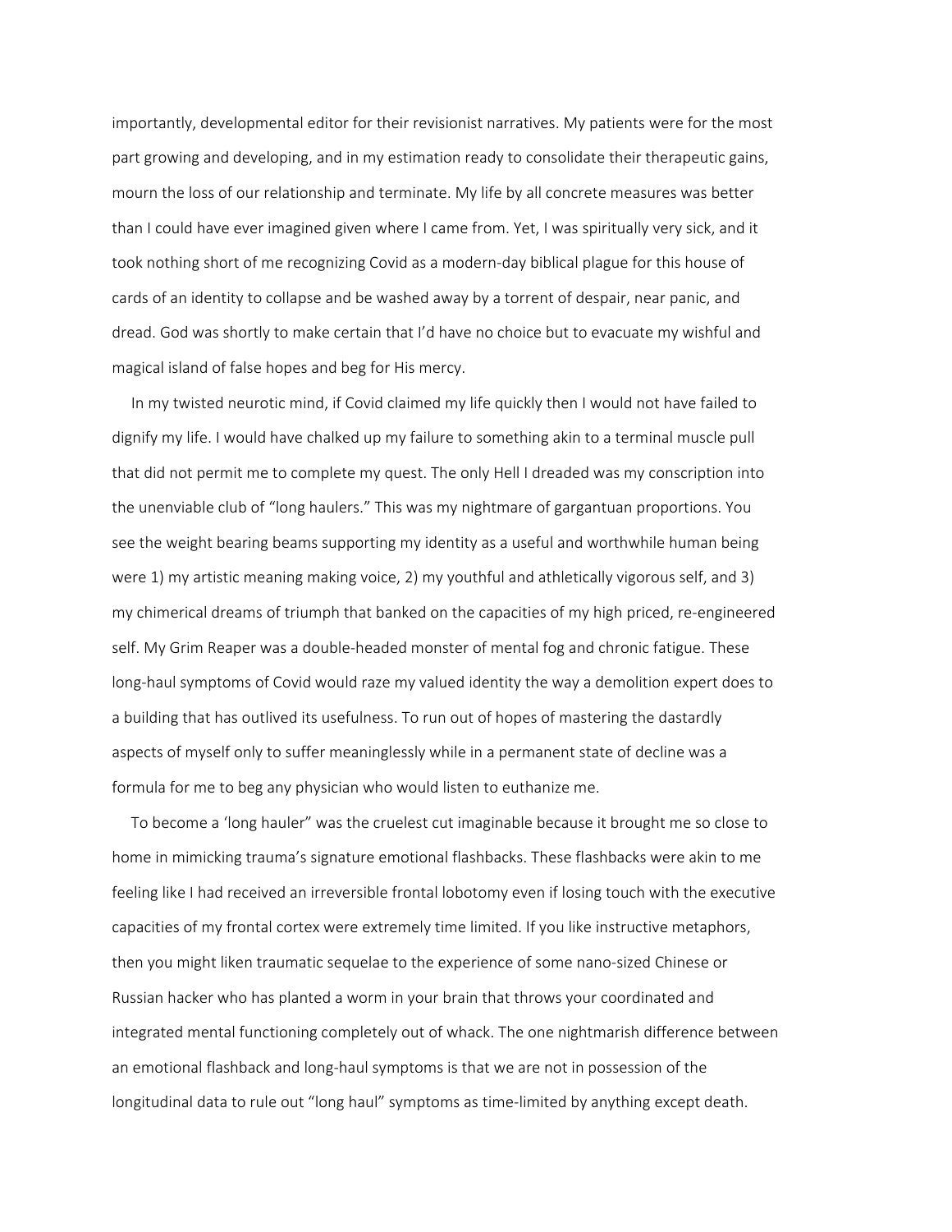importantly, developmental editor for their revisionist narratives. My patients were for the most part growing and developing, and in my estimation ready to consolidate their therapeutic gains, mourn the loss of our relationship and terminate. My life by all concrete measures was better than I could have ever imagined given where I came from. Yet, I was spiritually very sick, and it took nothing short of me recognizing Covid as a modern-day biblical plague for this house of cards of an identity to collapse and be washed away by a torrent of despair, near panic, and dread. God was shortly to make certain that I'd have no choice but to evacuate my wishful and magical island of false hopes and beg for His mercy.

In my twisted neurotic mind, if Covid claimed my life quickly then I would not have failed to dignify my life. I would have chalked up my failure to something akin to a terminal muscle pull that did not permit me to complete my quest. The only Hell I dreaded was my conscription into the unenviable club of "long haulers." This was my nightmare of gargantuan proportions. You see the weight bearing beams supporting my identity as a useful and worthwhile human being were 1) my artistic meaning making voice, 2) my youthful and athletically vigorous self, and 3) my chimerical dreams of triumph that banked on the capacities of my high priced, re-engineered self. My Grim Reaper was a double-headed monster of mental fog and chronic fatigue. These long-haul symptoms of Covid would raze my valued identity the way a demolition expert does to a building that has outlived its usefulness. To run out of hopes of mastering the dastardly aspects of myself only to suffer meaninglessly while in a permanent state of decline was a formula for me to beg any physician who would listen to euthanize me.

To become a 'long hauler" was the cruelest cut imaginable because it brought me so close to home in mimicking trauma's signature emotional flashbacks. These flashbacks were akin to me feeling like I had received an irreversible frontal lobotomy even if losing touch with the executive capacities of my frontal cortex were extremely time limited. If you like instructive metaphors, then you might liken traumatic sequelae to the experience of some nano-sized Chinese or Russian hacker who has planted a worm in your brain that throws your coordinated and integrated mental functioning completely out of whack. The one nightmarish difference between an emotional flashback and long-haul symptoms is that we are not in possession of the longitudinal data to rule out "long haul" symptoms as time-limited by anything except death.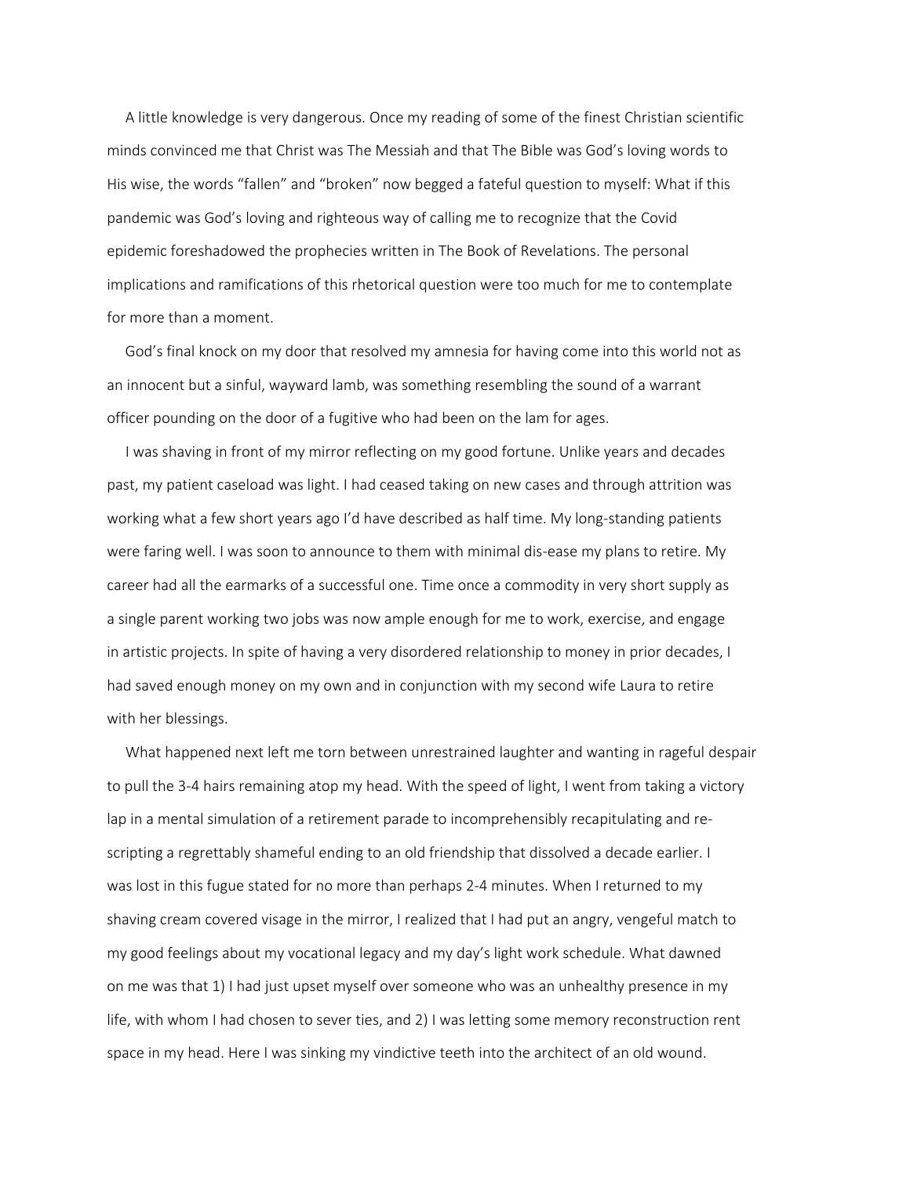A little knowledge is very dangerous. Once my reading of some of the finest Christian scientific minds convinced me that Christ was The Messiah and that The Bible was God's loving words to His wise, the words "fallen" and "broken" now begged a fateful question to myself: What if this pandemic was God's loving and righteous way of calling me to recognize that the Covid epidemic foreshadowed the prophecies written in The Book of Revelations. The personal implications and ramifications of this rhetorical question were too much for me to contemplate for more than a moment.

God's final knock on my door that resolved my amnesia for having come into this world not as an innocent but a sinful, wayward lamb, was something resembling the sound of a warrant officer pounding on the door of a fugitive who had been on the lam for ages.

I was shaving in front of my mirror reflecting on my good fortune. Unlike years and decades past, my patient caseload was light. I had ceased taking on new cases and through attrition was working what a few short years ago I'd have described as half time. My long-standing patients were faring well. I was soon to announce to them with minimal dis-ease my plans to retire. My career had all the earmarks of a successful one. Time once a commodity in very short supply as a single parent working two jobs was now ample enough for me to work, exercise, and engage in artistic projects. In spite of having a very disordered relationship to money in prior decades, I had saved enough money on my own and in conjunction with my second wife Laura to retire with her blessings.

What happened next left me torn between unrestrained laughter and wanting in rageful despair to pull the 3-4 hairs remaining atop my head. With the speed of light, I went from taking a victory lap in a mental simulation of a retirement parade to incomprehensibly recapitulating and re-scripting a regrettably shameful ending to an old friendship that dissolved a decade earlier. I was lost in this fugue stated for no more than perhaps 2-4 minutes. When I returned to my shaving cream covered visage in the mirror, I realized that I had put an angry, vengeful match to my good feelings about my vocational legacy and my day's light work schedule. What dawned on me was that 1) I had just upset myself over someone who was an unhealthy presence in my life, with whom I had chosen to sever ties, and 2) I was letting some memory reconstruction rent space in my head. Here I was sinking my vindictive teeth into the architect of an old wound.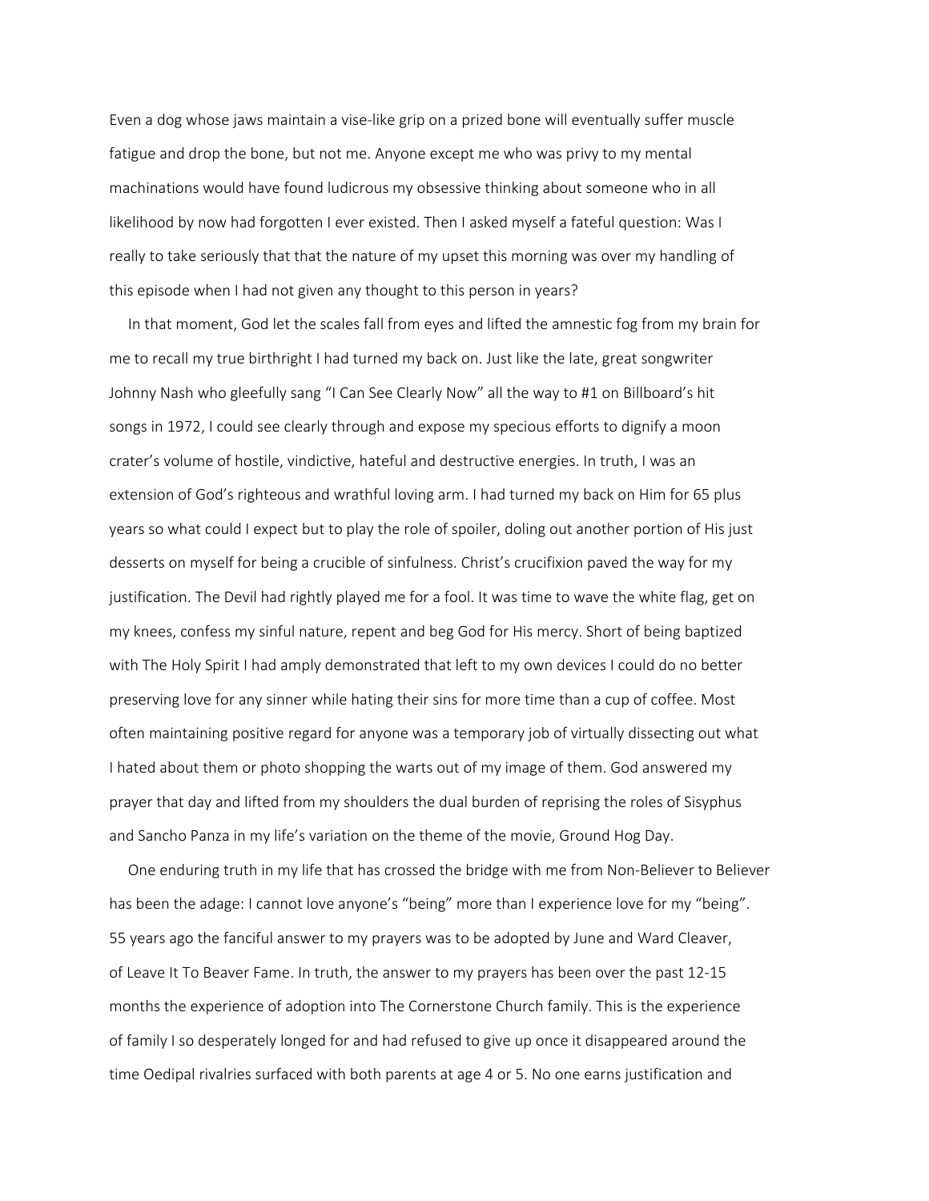Even a dog whose jaws maintain a vise-like grip on a prized bone will eventually suffer muscle fatigue and drop the bone, but not me. Anyone except me who was privy to my mental machinations would have found ludicrous my obsessive thinking about someone who in all likelihood by now had forgotten I ever existed. Then I asked myself a fateful question: Was I really to take seriously that that the nature of my upset this morning was over my handling of this episode when I had not given any thought to this person in years?

In that moment, God let the scales fall from eyes and lifted the amnestic fog from my brain for me to recall my true birthright I had turned my back on. Just like the late, great songwriter Johnny Nash who gleefully sang "I Can See Clearly Now" all the way to #1 on Billboard's hit songs in 1972, I could see clearly through and expose my specious efforts to dignify a moon crater's volume of hostile, vindictive, hateful and destructive energies. In truth, I was an extension of God's righteous and wrathful loving arm. I had turned my back on Him for 65 plus years so what could I expect but to play the role of spoiler, doling out another portion of His just desserts on myself for being a crucible of sinfulness. Christ's crucifixion paved the way for my justification. The Devil had rightly played me for a fool. It was time to wave the white flag, get on my knees, confess my sinful nature, repent and beg God for His mercy. Short of being baptized with The Holy Spirit I had amply demonstrated that left to my own devices I could do no better preserving love for any sinner while hating their sins for more time than a cup of coffee. Most often maintaining positive regard for anyone was a temporary job of virtually dissecting out what I hated about them or photo shopping the warts out of my image of them. God answered my prayer that day and lifted from my shoulders the dual burden of reprising the roles of Sisyphus and Sancho Panza in my life's variation on the theme of the movie, Ground Hog Day.

One enduring truth in my life that has crossed the bridge with me from Non-Believer to Believer has been the adage: I cannot love anyone's "being" more than I experience love for my "being". 55 years ago the fanciful answer to my prayers was to be adopted by June and Ward Cleaver, of Leave It To Beaver Fame. In truth, the answer to my prayers has been over the past 12-15 months the experience of adoption into The Cornerstone Church family. This is the experience of family I so desperately longed for and had refused to give up once it disappeared around the time Oedipal rivalries surfaced with both parents at age 4 or 5. No one earns justification and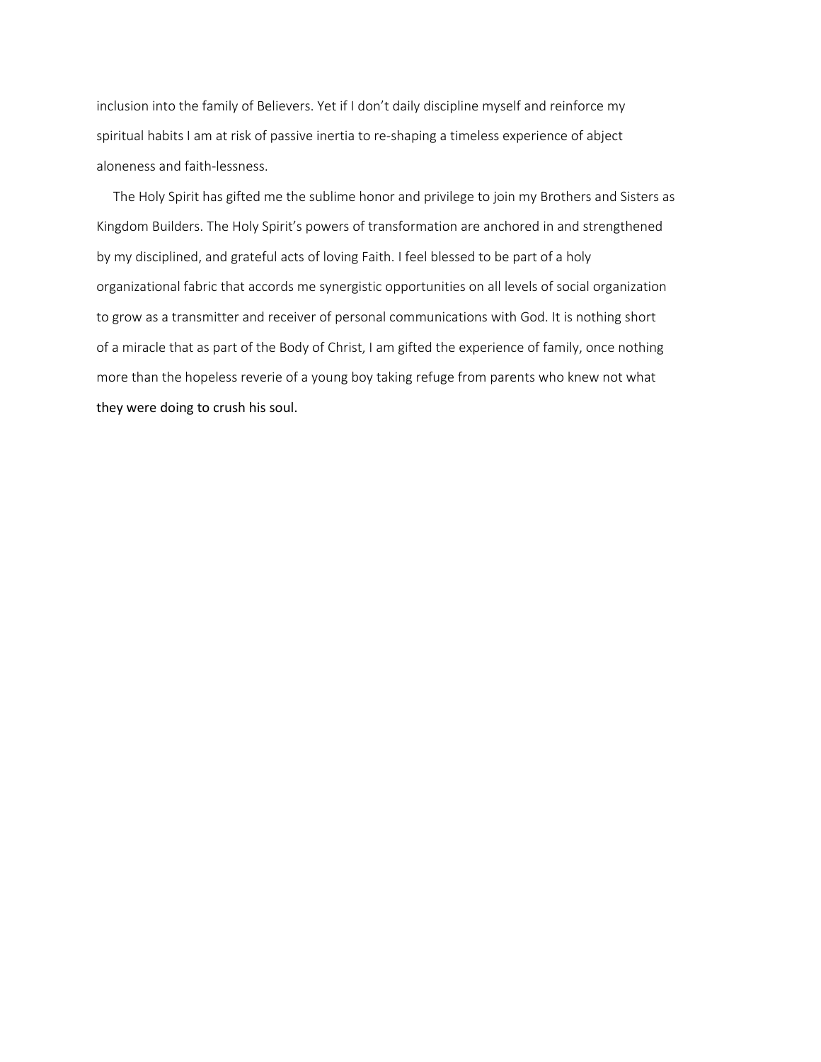inclusion into the family of Believers. Yet if I don't daily discipline myself and reinforce my spiritual habits I am at risk of passive inertia to re-shaping a timeless experience of abject aloneness and faith-lessness.

The Holy Spirit has gifted me the sublime honor and privilege to join my Brothers and Sisters as Kingdom Builders. The Holy Spirit's powers of transformation are anchored in and strengthened by my disciplined, and grateful acts of loving Faith. I feel blessed to be part of a holy organizational fabric that accords me synergistic opportunities on all levels of social organization to grow as a transmitter and receiver of personal communications with God. It is nothing short of a miracle that as part of the Body of Christ, I am gifted the experience of family, once nothing more than the hopeless reverie of a young boy taking refuge from parents who knew not what they were doing to crush his soul.